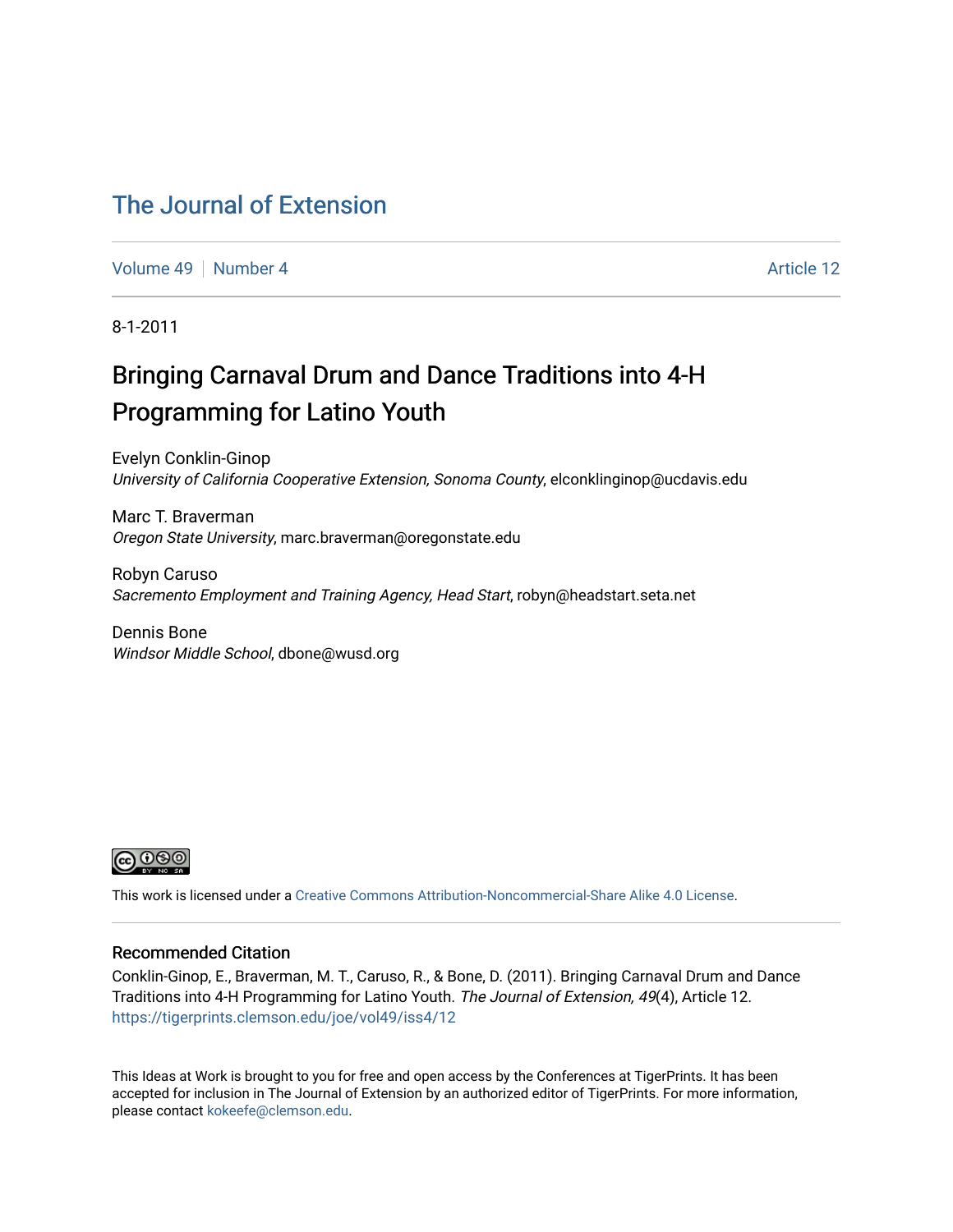# The Journal of Extension

Volume 49 | Number 4 | Article 12

8-1-2011

## Bringing Carnaval Drum and Dance Traditions into 4-H Programming for Latino Youth

Evelyn Conklin-Ginop
*University of California Cooperative Extension, Sonoma County*, elconklinginop@ucdavis.edu

Marc T. Braverman
*Oregon State University*, marc.braverman@oregonstate.edu

Robyn Caruso
*Sacramento Employment and Training Agency, Head Start*, robyn@headstart.seta.net

Dennis Bone
*Windsor Middle School*, dbone@wusd.org

This work is licensed under a Creative Commons Attribution-Noncommercial-Share Alike 4.0 License.

### Recommended Citation

Conklin-Ginop, E., Braverman, M. T., Caruso, R., & Bone, D. (2011). Bringing Carnaval Drum and Dance Traditions into 4-H Programming for Latino Youth. *The Journal of Extension, 49*(4), Article 12. https://tigerprints.clemson.edu/joe/vol49/iss4/12

This Ideas at Work is brought to you for free and open access by the Conferences at TigerPrints. It has been accepted for inclusion in The Journal of Extension by an authorized editor of TigerPrints. For more information, please contact kokeefe@clemson.edu.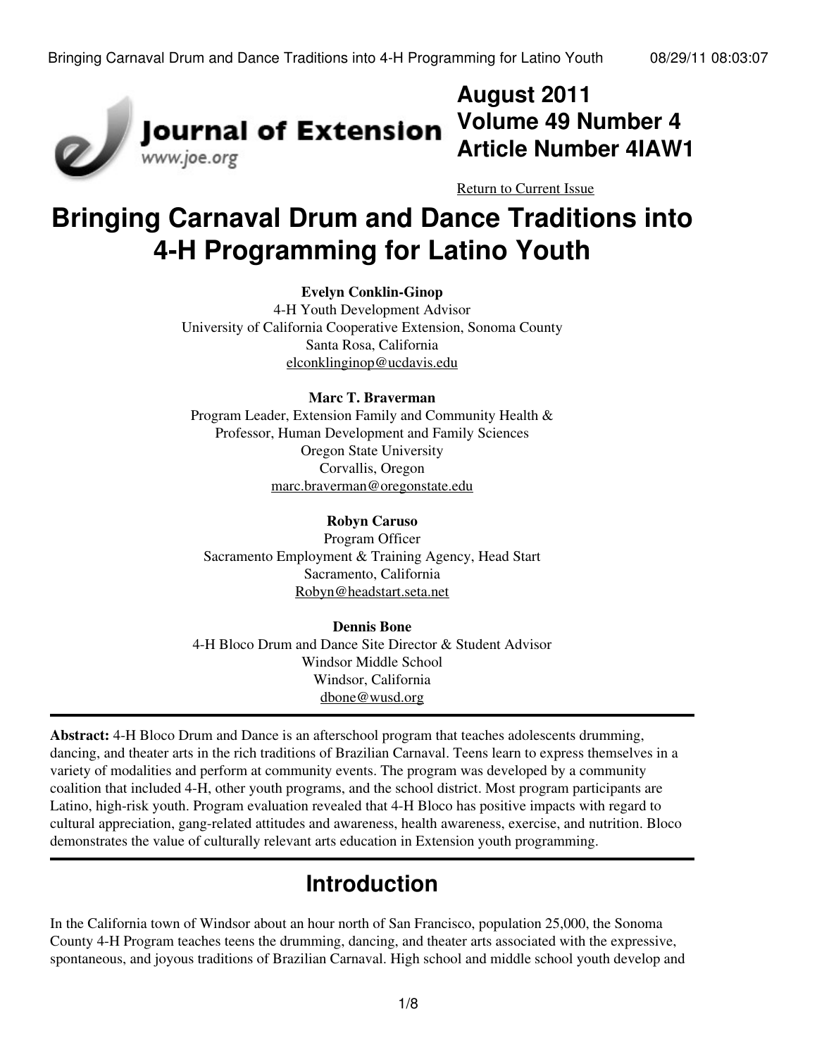August 2011
Volume 49 Number 4
Article Number 4IAW1

Return to Current Issue

# Bringing Carnaval Drum and Dance Traditions into 4-H Programming for Latino Youth

**Evelyn Conklin-Ginop**
4-H Youth Development Advisor
University of California Cooperative Extension, Sonoma County
Santa Rosa, California
elconklinginop@ucdavis.edu

**Marc T. Braverman**
Program Leader, Extension Family and Community Health &
Professor, Human Development and Family Sciences
Oregon State University
Corvallis, Oregon
marc.braverman@oregonstate.edu

**Robyn Caruso**
Program Officer
Sacramento Employment & Training Agency, Head Start
Sacramento, California
Robyn@headstart.seta.net

**Dennis Bone**
4-H Bloco Drum and Dance Site Director & Student Advisor
Windsor Middle School
Windsor, California
dbone@wusd.org

**Abstract:** 4-H Bloco Drum and Dance is an afterschool program that teaches adolescents drumming, dancing, and theater arts in the rich traditions of Brazilian Carnaval. Teens learn to express themselves in a variety of modalities and perform at community events. The program was developed by a community coalition that included 4-H, other youth programs, and the school district. Most program participants are Latino, high-risk youth. Program evaluation revealed that 4-H Bloco has positive impacts with regard to cultural appreciation, gang-related attitudes and awareness, health awareness, exercise, and nutrition. Bloco demonstrates the value of culturally relevant arts education in Extension youth programming.

## Introduction

In the California town of Windsor about an hour north of San Francisco, population 25,000, the Sonoma County 4-H Program teaches teens the drumming, dancing, and theater arts associated with the expressive, spontaneous, and joyous traditions of Brazilian Carnaval. High school and middle school youth develop and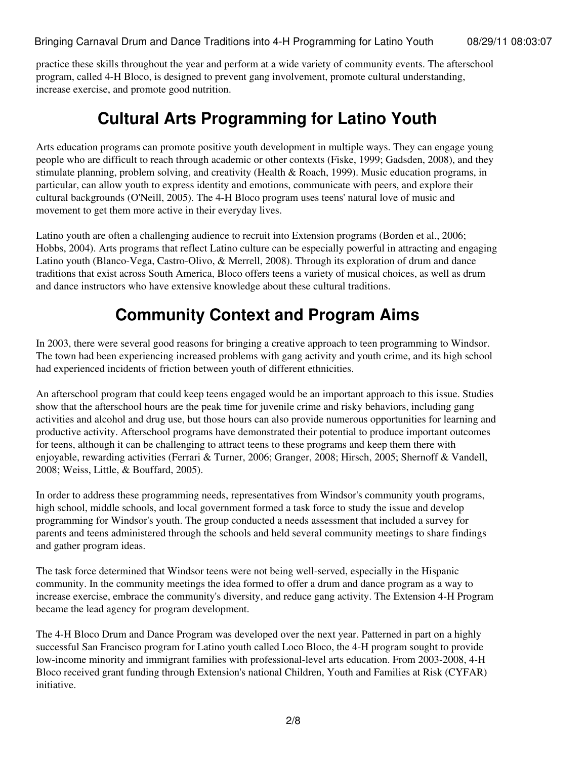practice these skills throughout the year and perform at a wide variety of community events. The afterschool program, called 4-H Bloco, is designed to prevent gang involvement, promote cultural understanding, increase exercise, and promote good nutrition.

# Cultural Arts Programming for Latino Youth

Arts education programs can promote positive youth development in multiple ways. They can engage young people who are difficult to reach through academic or other contexts (Fiske, 1999; Gadsden, 2008), and they stimulate planning, problem solving, and creativity (Health & Roach, 1999). Music education programs, in particular, can allow youth to express identity and emotions, communicate with peers, and explore their cultural backgrounds (O'Neill, 2005). The 4-H Bloco program uses teens' natural love of music and movement to get them more active in their everyday lives.

Latino youth are often a challenging audience to recruit into Extension programs (Borden et al., 2006; Hobbs, 2004). Arts programs that reflect Latino culture can be especially powerful in attracting and engaging Latino youth (Blanco-Vega, Castro-Olivo, & Merrell, 2008). Through its exploration of drum and dance traditions that exist across South America, Bloco offers teens a variety of musical choices, as well as drum and dance instructors who have extensive knowledge about these cultural traditions.

# Community Context and Program Aims

In 2003, there were several good reasons for bringing a creative approach to teen programming to Windsor. The town had been experiencing increased problems with gang activity and youth crime, and its high school had experienced incidents of friction between youth of different ethnicities.

An afterschool program that could keep teens engaged would be an important approach to this issue. Studies show that the afterschool hours are the peak time for juvenile crime and risky behaviors, including gang activities and alcohol and drug use, but those hours can also provide numerous opportunities for learning and productive activity. Afterschool programs have demonstrated their potential to produce important outcomes for teens, although it can be challenging to attract teens to these programs and keep them there with enjoyable, rewarding activities (Ferrari & Turner, 2006; Granger, 2008; Hirsch, 2005; Shernoff & Vandell, 2008; Weiss, Little, & Bouffard, 2005).

In order to address these programming needs, representatives from Windsor's community youth programs, high school, middle schools, and local government formed a task force to study the issue and develop programming for Windsor's youth. The group conducted a needs assessment that included a survey for parents and teens administered through the schools and held several community meetings to share findings and gather program ideas.

The task force determined that Windsor teens were not being well-served, especially in the Hispanic community. In the community meetings the idea formed to offer a drum and dance program as a way to increase exercise, embrace the community's diversity, and reduce gang activity. The Extension 4-H Program became the lead agency for program development.

The 4-H Bloco Drum and Dance Program was developed over the next year. Patterned in part on a highly successful San Francisco program for Latino youth called Loco Bloco, the 4-H program sought to provide low-income minority and immigrant families with professional-level arts education. From 2003-2008, 4-H Bloco received grant funding through Extension's national Children, Youth and Families at Risk (CYFAR) initiative.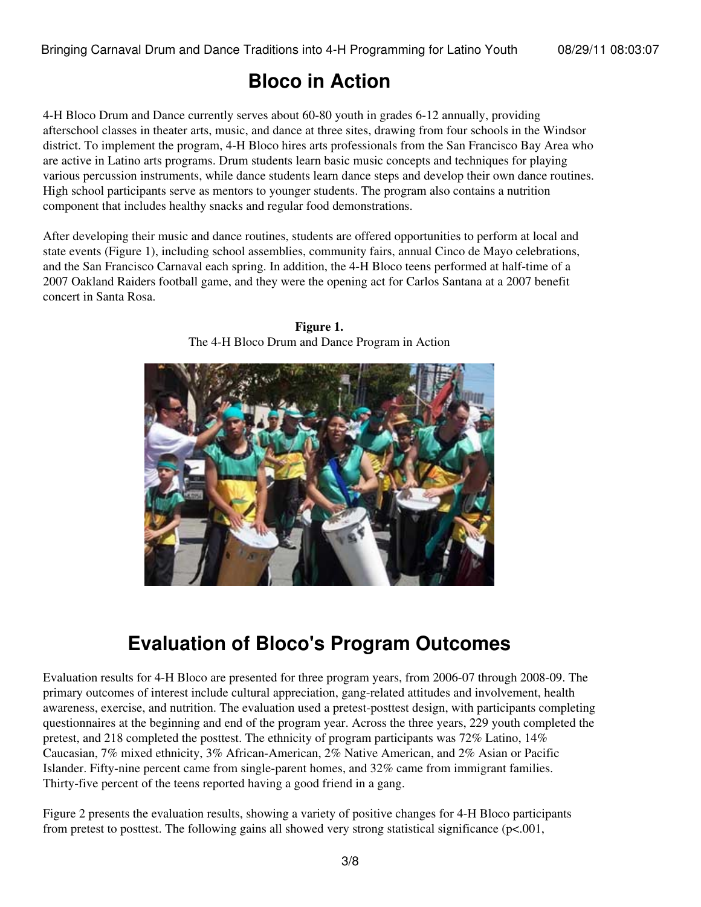# Bloco in Action

4-H Bloco Drum and Dance currently serves about 60-80 youth in grades 6-12 annually, providing afterschool classes in theater arts, music, and dance at three sites, drawing from four schools in the Windsor district. To implement the program, 4-H Bloco hires arts professionals from the San Francisco Bay Area who are active in Latino arts programs. Drum students learn basic music concepts and techniques for playing various percussion instruments, while dance students learn dance steps and develop their own dance routines. High school participants serve as mentors to younger students. The program also contains a nutrition component that includes healthy snacks and regular food demonstrations.

After developing their music and dance routines, students are offered opportunities to perform at local and state events (Figure 1), including school assemblies, community fairs, annual Cinco de Mayo celebrations, and the San Francisco Carnaval each spring. In addition, the 4-H Bloco teens performed at half-time of a 2007 Oakland Raiders football game, and they were the opening act for Carlos Santana at a 2007 benefit concert in Santa Rosa.

**Figure 1.**
The 4-H Bloco Drum and Dance Program in Action

# Evaluation of Bloco's Program Outcomes

Evaluation results for 4-H Bloco are presented for three program years, from 2006-07 through 2008-09. The primary outcomes of interest include cultural appreciation, gang-related attitudes and involvement, health awareness, exercise, and nutrition. The evaluation used a pretest-posttest design, with participants completing questionnaires at the beginning and end of the program year. Across the three years, 229 youth completed the pretest, and 218 completed the posttest. The ethnicity of program participants was 72% Latino, 14% Caucasian, 7% mixed ethnicity, 3% African-American, 2% Native American, and 2% Asian or Pacific Islander. Fifty-nine percent came from single-parent homes, and 32% came from immigrant families. Thirty-five percent of the teens reported having a good friend in a gang.

Figure 2 presents the evaluation results, showing a variety of positive changes for 4-H Bloco participants from pretest to posttest. The following gains all showed very strong statistical significance ($p<.001$,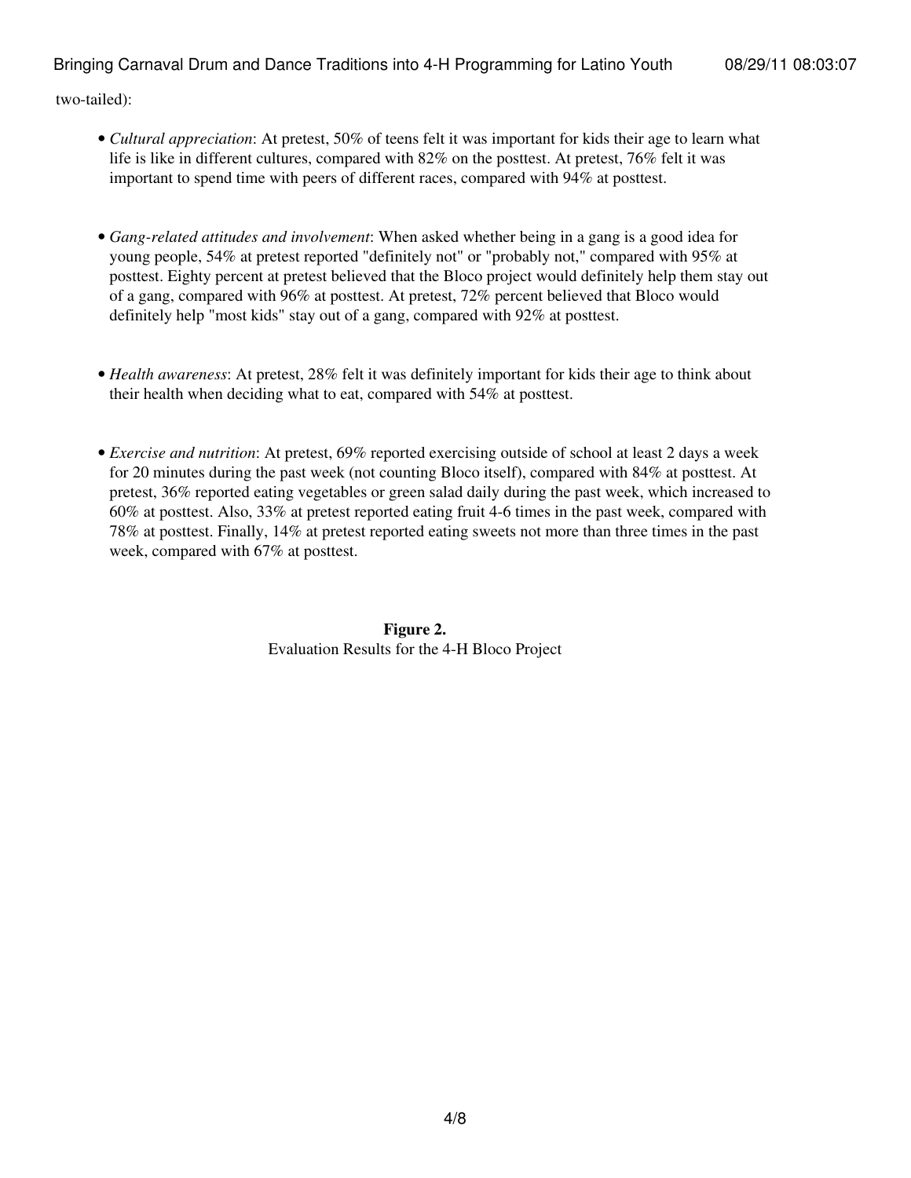two-tailed):

- *Cultural appreciation*: At pretest, 50% of teens felt it was important for kids their age to learn what life is like in different cultures, compared with 82% on the posttest. At pretest, 76% felt it was important to spend time with peers of different races, compared with 94% at posttest.

- *Gang-related attitudes and involvement*: When asked whether being in a gang is a good idea for young people, 54% at pretest reported "definitely not" or "probably not," compared with 95% at posttest. Eighty percent at pretest believed that the Bloco project would definitely help them stay out of a gang, compared with 96% at posttest. At pretest, 72% percent believed that Bloco would definitely help "most kids" stay out of a gang, compared with 92% at posttest.

- *Health awareness*: At pretest, 28% felt it was definitely important for kids their age to think about their health when deciding what to eat, compared with 54% at posttest.

- *Exercise and nutrition*: At pretest, 69% reported exercising outside of school at least 2 days a week for 20 minutes during the past week (not counting Bloco itself), compared with 84% at posttest. At pretest, 36% reported eating vegetables or green salad daily during the past week, which increased to 60% at posttest. Also, 33% at pretest reported eating fruit 4-6 times in the past week, compared with 78% at posttest. Finally, 14% at pretest reported eating sweets not more than three times in the past week, compared with 67% at posttest.

**Figure 2.**
Evaluation Results for the 4-H Bloco Project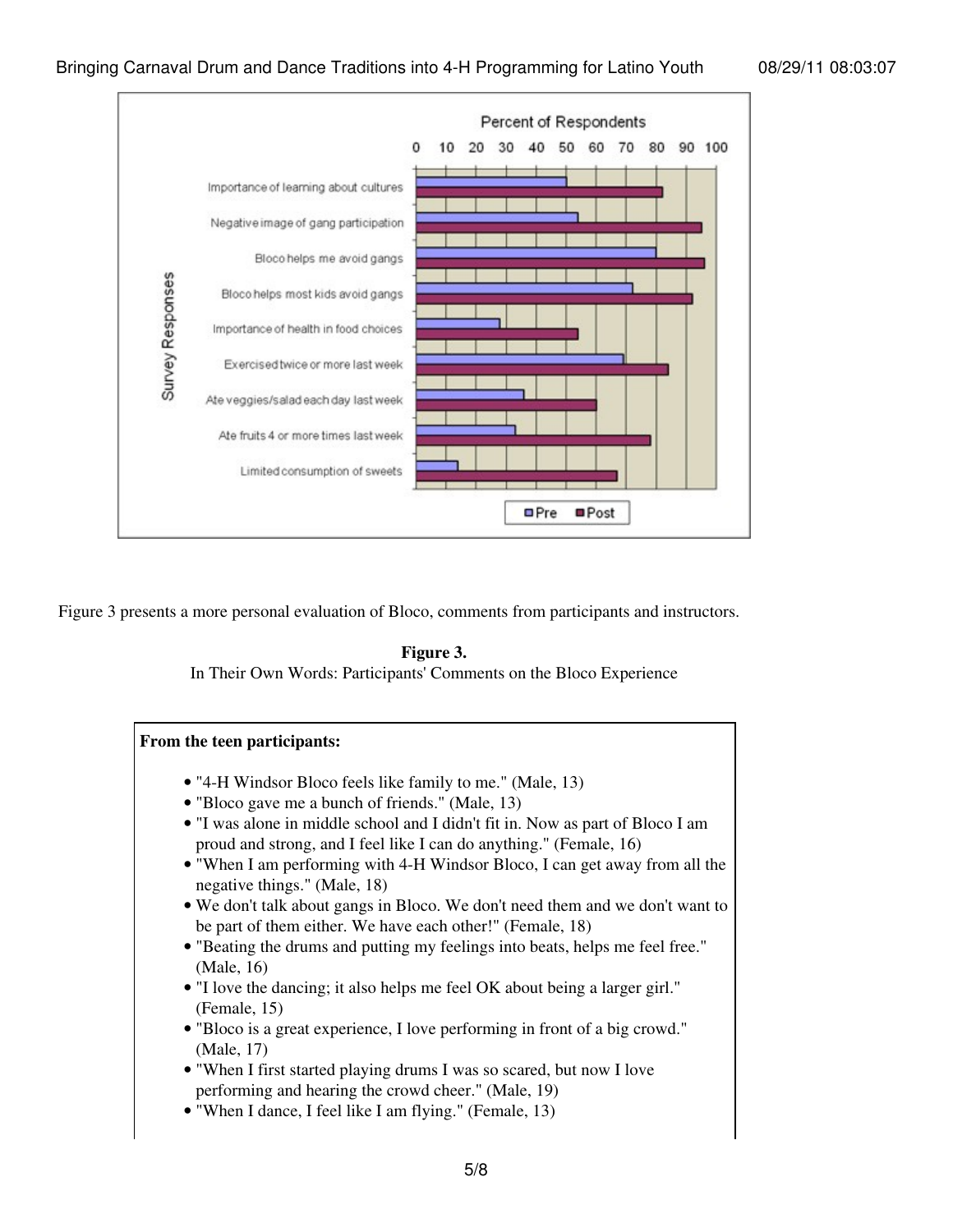Figure 3 presents a more personal evaluation of Bloco, comments from participants and instructors.

**Figure 3.**
In Their Own Words: Participants' Comments on the Bloco Experience

**From the teen participants:**

- "4-H Windsor Bloco feels like family to me." (Male, 13)
- "Bloco gave me a bunch of friends." (Male, 13)
- "I was alone in middle school and I didn't fit in. Now as part of Bloco I am proud and strong, and I feel like I can do anything." (Female, 16)
- "When I am performing with 4-H Windsor Bloco, I can get away from all the negative things." (Male, 18)
- We don't talk about gangs in Bloco. We don't need them and we don't want to be part of them either. We have each other!" (Female, 18)
- "Beating the drums and putting my feelings into beats, helps me feel free." (Male, 16)
- "I love the dancing; it also helps me feel OK about being a larger girl." (Female, 15)
- "Bloco is a great experience, I love performing in front of a big crowd." (Male, 17)
- "When I first started playing drums I was so scared, but now I love performing and hearing the crowd cheer." (Male, 19)
- "When I dance, I feel like I am flying." (Female, 13)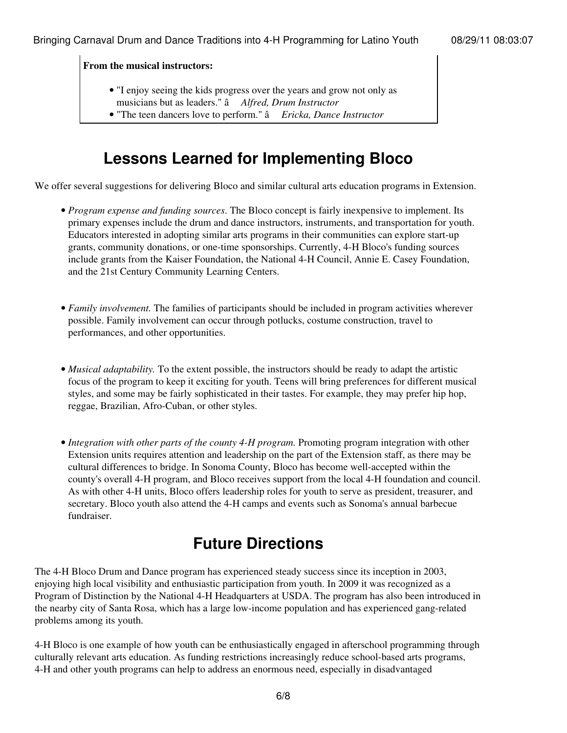**From the musical instructors:**

- "I enjoy seeing the kids progress over the years and grow not only as musicians but as leaders." â *Alfred, Drum Instructor*
- "The teen dancers love to perform." â *Ericka, Dance Instructor*

## Lessons Learned for Implementing Bloco

We offer several suggestions for delivering Bloco and similar cultural arts education programs in Extension.

- *Program expense and funding sources*. The Bloco concept is fairly inexpensive to implement. Its primary expenses include the drum and dance instructors, instruments, and transportation for youth. Educators interested in adopting similar arts programs in their communities can explore start-up grants, community donations, or one-time sponsorships. Currently, 4-H Bloco's funding sources include grants from the Kaiser Foundation, the National 4-H Council, Annie E. Casey Foundation, and the 21st Century Community Learning Centers.
- *Family involvement.* The families of participants should be included in program activities wherever possible. Family involvement can occur through potlucks, costume construction, travel to performances, and other opportunities.
- *Musical adaptability.* To the extent possible, the instructors should be ready to adapt the artistic focus of the program to keep it exciting for youth. Teens will bring preferences for different musical styles, and some may be fairly sophisticated in their tastes. For example, they may prefer hip hop, reggae, Brazilian, Afro-Cuban, or other styles.
- *Integration with other parts of the county 4-H program.* Promoting program integration with other Extension units requires attention and leadership on the part of the Extension staff, as there may be cultural differences to bridge. In Sonoma County, Bloco has become well-accepted within the county's overall 4-H program, and Bloco receives support from the local 4-H foundation and council. As with other 4-H units, Bloco offers leadership roles for youth to serve as president, treasurer, and secretary. Bloco youth also attend the 4-H camps and events such as Sonoma's annual barbecue fundraiser.

## Future Directions

The 4-H Bloco Drum and Dance program has experienced steady success since its inception in 2003, enjoying high local visibility and enthusiastic participation from youth. In 2009 it was recognized as a Program of Distinction by the National 4-H Headquarters at USDA. The program has also been introduced in the nearby city of Santa Rosa, which has a large low-income population and has experienced gang-related problems among its youth.

4-H Bloco is one example of how youth can be enthusiastically engaged in afterschool programming through culturally relevant arts education. As funding restrictions increasingly reduce school-based arts programs, 4-H and other youth programs can help to address an enormous need, especially in disadvantaged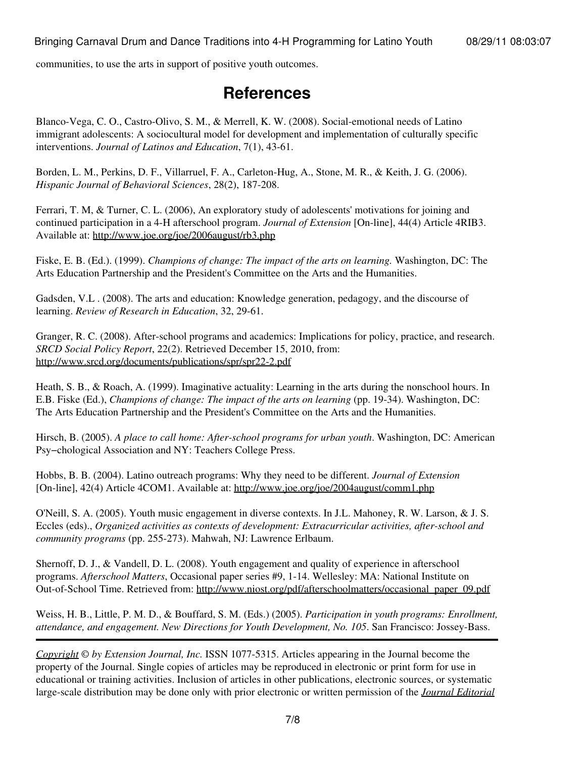communities, to use the arts in support of positive youth outcomes.

# References

Blanco-Vega, C. O., Castro-Olivo, S. M., & Merrell, K. W. (2008). Social-emotional needs of Latino immigrant adolescents: A sociocultural model for development and implementation of culturally specific interventions. *Journal of Latinos and Education*, 7(1), 43-61.

Borden, L. M., Perkins, D. F., Villarruel, F. A., Carleton-Hug, A., Stone, M. R., & Keith, J. G. (2006). *Hispanic Journal of Behavioral Sciences*, 28(2), 187-208.

Ferrari, T. M, & Turner, C. L. (2006), An exploratory study of adolescents' motivations for joining and continued participation in a 4-H afterschool program. *Journal of Extension* [On-line], 44(4) Article 4RIB3. Available at: http://www.joe.org/joe/2006august/rb3.php

Fiske, E. B. (Ed.). (1999). *Champions of change: The impact of the arts on learning.* Washington, DC: The Arts Education Partnership and the President's Committee on the Arts and the Humanities.

Gadsden, V.L . (2008). The arts and education: Knowledge generation, pedagogy, and the discourse of learning. *Review of Research in Education*, 32, 29-61.

Granger, R. C. (2008). After-school programs and academics: Implications for policy, practice, and research. *SRCD Social Policy Report*, 22(2). Retrieved December 15, 2010, from: http://www.srcd.org/documents/publications/spr/spr22-2.pdf

Heath, S. B., & Roach, A. (1999). Imaginative actuality: Learning in the arts during the nonschool hours. In E.B. Fiske (Ed.), *Champions of change: The impact of the arts on learning* (pp. 19-34). Washington, DC: The Arts Education Partnership and the President's Committee on the Arts and the Humanities.

Hirsch, B. (2005). *A place to call home: After-school programs for urban youth*. Washington, DC: American Psy–chological Association and NY: Teachers College Press.

Hobbs, B. B. (2004). Latino outreach programs: Why they need to be different. *Journal of Extension* [On-line], 42(4) Article 4COM1. Available at: http://www.joe.org/joe/2004august/comm1.php

O'Neill, S. A. (2005). Youth music engagement in diverse contexts. In J.L. Mahoney, R. W. Larson, & J. S. Eccles (eds)., *Organized activities as contexts of development: Extracurricular activities, after-school and community programs* (pp. 255-273). Mahwah, NJ: Lawrence Erlbaum.

Shernoff, D. J., & Vandell, D. L. (2008). Youth engagement and quality of experience in afterschool programs. *Afterschool Matters*, Occasional paper series #9, 1-14. Wellesley: MA: National Institute on Out-of-School Time. Retrieved from: http://www.niost.org/pdf/afterschoolmatters/occasional_paper_09.pdf

Weiss, H. B., Little, P. M. D., & Bouffard, S. M. (Eds.) (2005). *Participation in youth programs: Enrollment, attendance, and engagement. New Directions for Youth Development, No. 105*. San Francisco: Jossey-Bass.

---

*Copyright* © *by Extension Journal, Inc.* ISSN 1077-5315. Articles appearing in the Journal become the property of the Journal. Single copies of articles may be reproduced in electronic or print form for use in educational or training activities. Inclusion of articles in other publications, electronic sources, or systematic large-scale distribution may be done only with prior electronic or written permission of the ***Journal Editorial***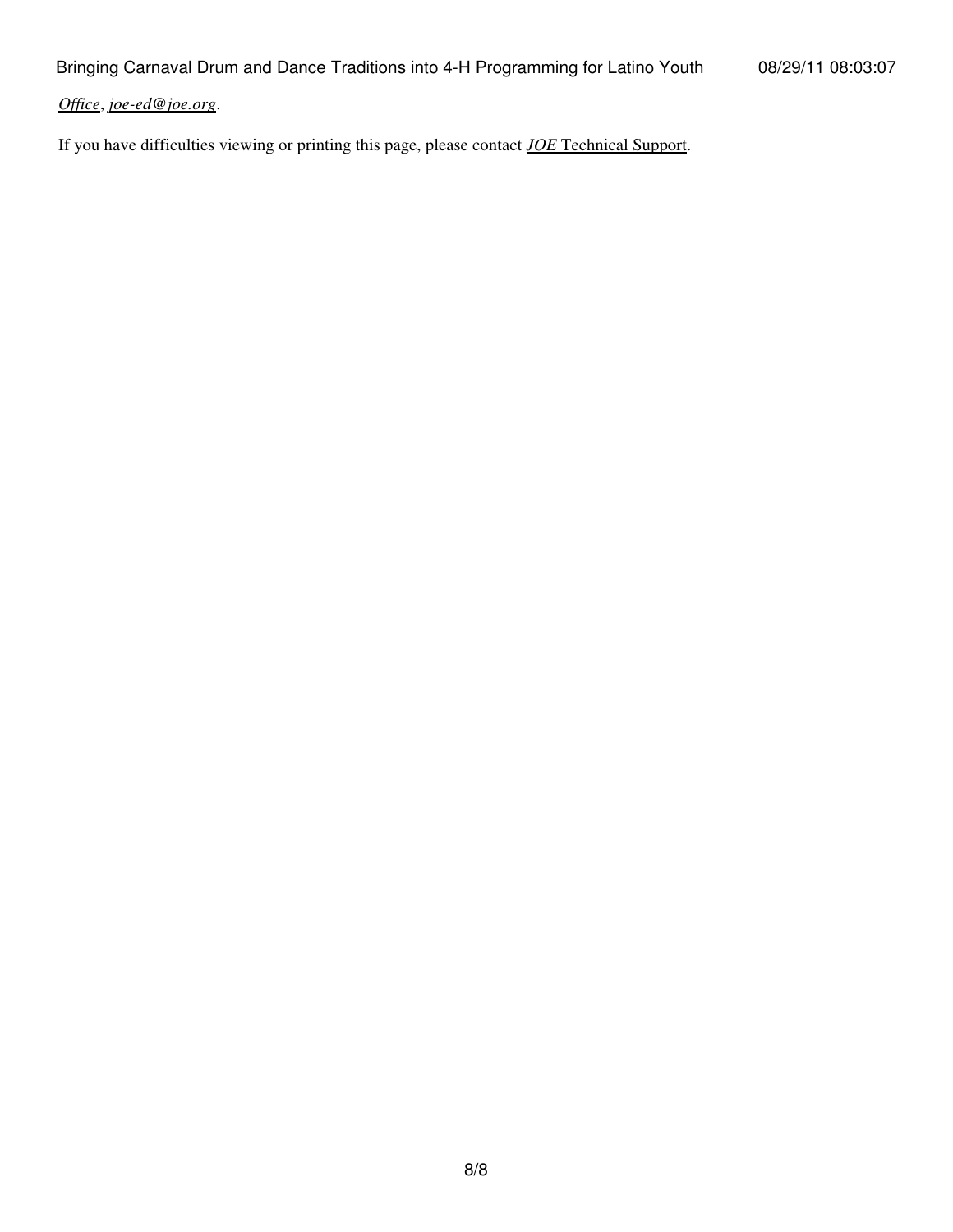*Office*, *joe-ed@joe.org*.

If you have difficulties viewing or printing this page, please contact *JOE* Technical Support.